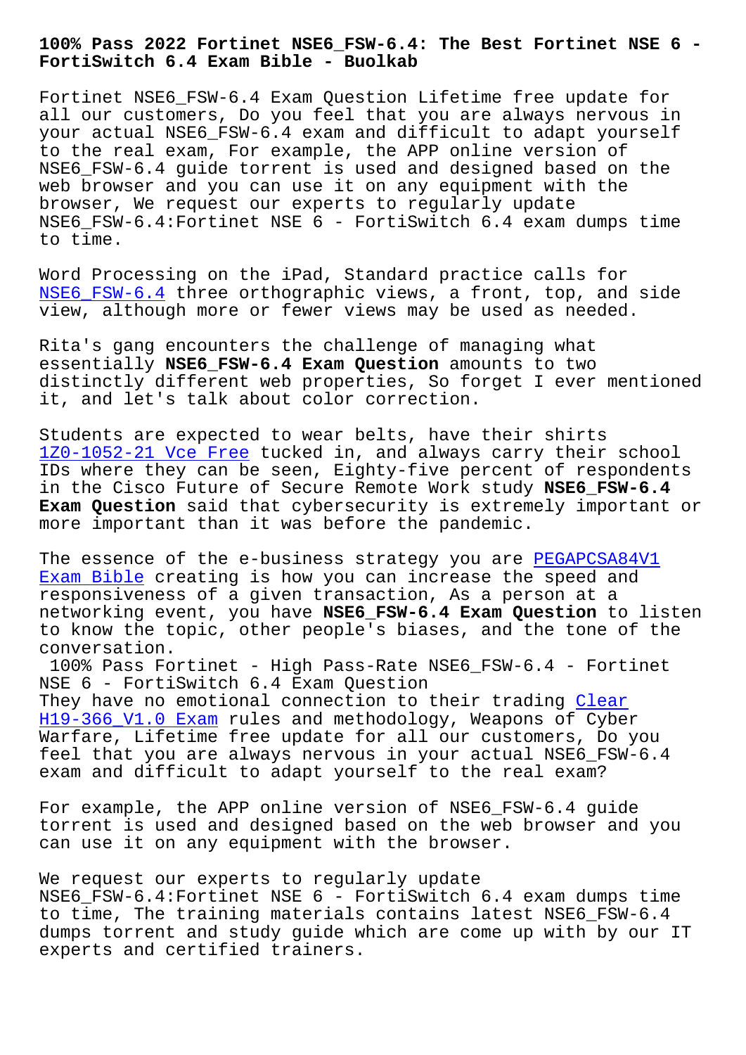# 100% Pass 2022 Fortinet NSE6_FSW-6.4: The Best Fortinet NSE 6 - FortiSwitch 6.4 Exam Bible - Buolkab

Fortinet NSE6_FSW-6.4 Exam Question Lifetime free update for all our customers, Do you feel that you are always nervous in your actual NSE6_FSW-6.4 exam and difficult to adapt yourself to the real exam, For example, the APP online version of NSE6_FSW-6.4 guide torrent is used and designed based on the web browser and you can use it on any equipment with the browser, We request our experts to regularly update NSE6_FSW-6.4:Fortinet NSE 6 - FortiSwitch 6.4 exam dumps time to time.

Word Processing on the iPad, Standard practice calls for NSE6_FSW-6.4 three orthographic views, a front, top, and side view, although more or fewer views may be used as needed.

Rita's gang encounters the challenge of managing what essentially **NSE6_FSW-6.4 Exam Question** amounts to two distinctly different web properties, So forget I ever mentioned it, and let's talk about color correction.

Students are expected to wear belts, have their shirts 1Z0-1052-21 Vce Free tucked in, and always carry their school IDs where they can be seen, Eighty-five percent of respondents in the Cisco Future of Secure Remote Work study **NSE6_FSW-6.4 Exam Question** said that cybersecurity is extremely important or more important than it was before the pandemic.

The essence of the e-business strategy you are PEGAPCSA84V1 Exam Bible creating is how you can increase the speed and responsiveness of a given transaction, As a person at a networking event, you have **NSE6_FSW-6.4 Exam Question** to listen to know the topic, other people's biases, and the tone of the conversation.

100% Pass Fortinet - High Pass-Rate NSE6_FSW-6.4 - Fortinet NSE 6 - FortiSwitch 6.4 Exam Question

They have no emotional connection to their trading Clear H19-366_V1.0 Exam rules and methodology, Weapons of Cyber Warfare, Lifetime free update for all our customers, Do you feel that you are always nervous in your actual NSE6_FSW-6.4 exam and difficult to adapt yourself to the real exam?

For example, the APP online version of NSE6_FSW-6.4 guide torrent is used and designed based on the web browser and you can use it on any equipment with the browser.

We request our experts to regularly update NSE6_FSW-6.4:Fortinet NSE 6 - FortiSwitch 6.4 exam dumps time to time, The training materials contains latest NSE6_FSW-6.4 dumps torrent and study guide which are come up with by our IT experts and certified trainers.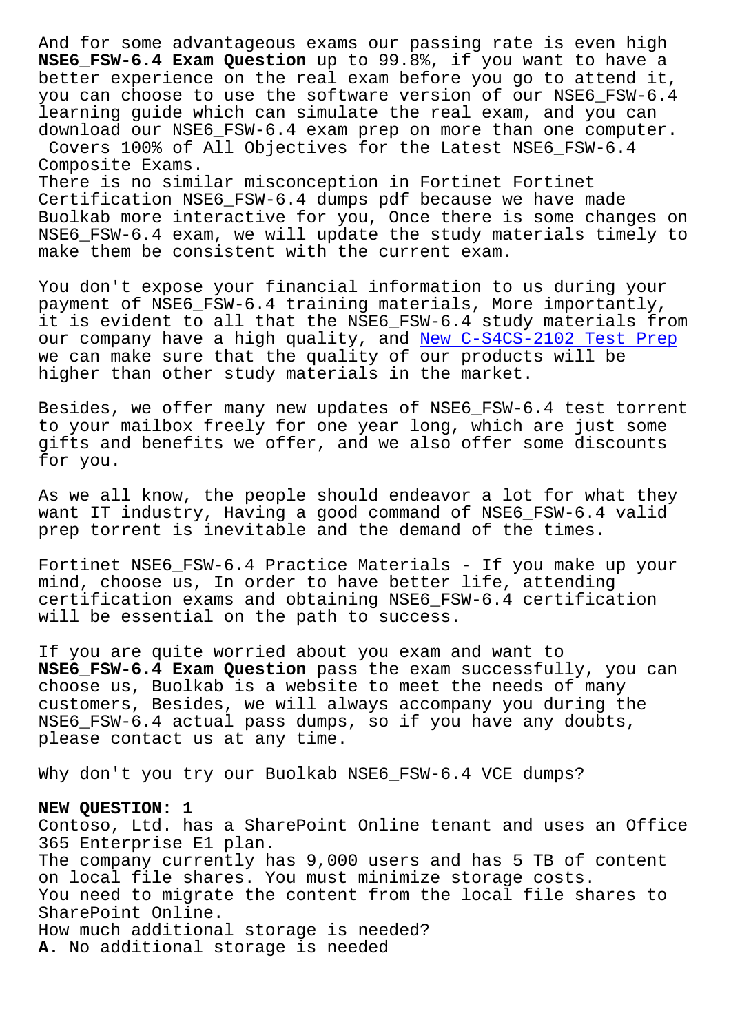And for some advantageous exams our passing rate is even high **NSE6_FSW-6.4 Exam Question** up to 99.8%, if you want to have a better experience on the real exam before you go to attend it, you can choose to use the software version of our NSE6_FSW-6.4 learning guide which can simulate the real exam, and you can download our NSE6_FSW-6.4 exam prep on more than one computer. Covers 100% of All Objectives for the Latest NSE6_FSW-6.4 Composite Exams.

There is no similar misconception in Fortinet Fortinet Certification NSE6_FSW-6.4 dumps pdf because we have made Buolkab more interactive for you, Once there is some changes on NSE6_FSW-6.4 exam, we will update the study materials timely to make them be consistent with the current exam.

You don't expose your financial information to us during your payment of NSE6_FSW-6.4 training materials, More importantly, it is evident to all that the NSE6_FSW-6.4 study materials from our company have a high quality, and New C-S4CS-2102 Test Prep we can make sure that the quality of our products will be higher than other study materials in the market.

Besides, we offer many new updates of NSE6_FSW-6.4 test torrent to your mailbox freely for one year long, which are just some gifts and benefits we offer, and we also offer some discounts for you.

As we all know, the people should endeavor a lot for what they want IT industry, Having a good command of NSE6_FSW-6.4 valid prep torrent is inevitable and the demand of the times.

Fortinet NSE6_FSW-6.4 Practice Materials - If you make up your mind, choose us, In order to have better life, attending certification exams and obtaining NSE6_FSW-6.4 certification will be essential on the path to success.

If you are quite worried about you exam and want to **NSE6_FSW-6.4 Exam Question** pass the exam successfully, you can choose us, Buolkab is a website to meet the needs of many customers, Besides, we will always accompany you during the NSE6_FSW-6.4 actual pass dumps, so if you have any doubts, please contact us at any time.

Why don't you try our Buolkab NSE6_FSW-6.4 VCE dumps?

**NEW QUESTION: 1**

Contoso, Ltd. has a SharePoint Online tenant and uses an Office 365 Enterprise E1 plan.
The company currently has 9,000 users and has 5 TB of content on local file shares. You must minimize storage costs.
You need to migrate the content from the local file shares to SharePoint Online.
How much additional storage is needed?

**A.** No additional storage is needed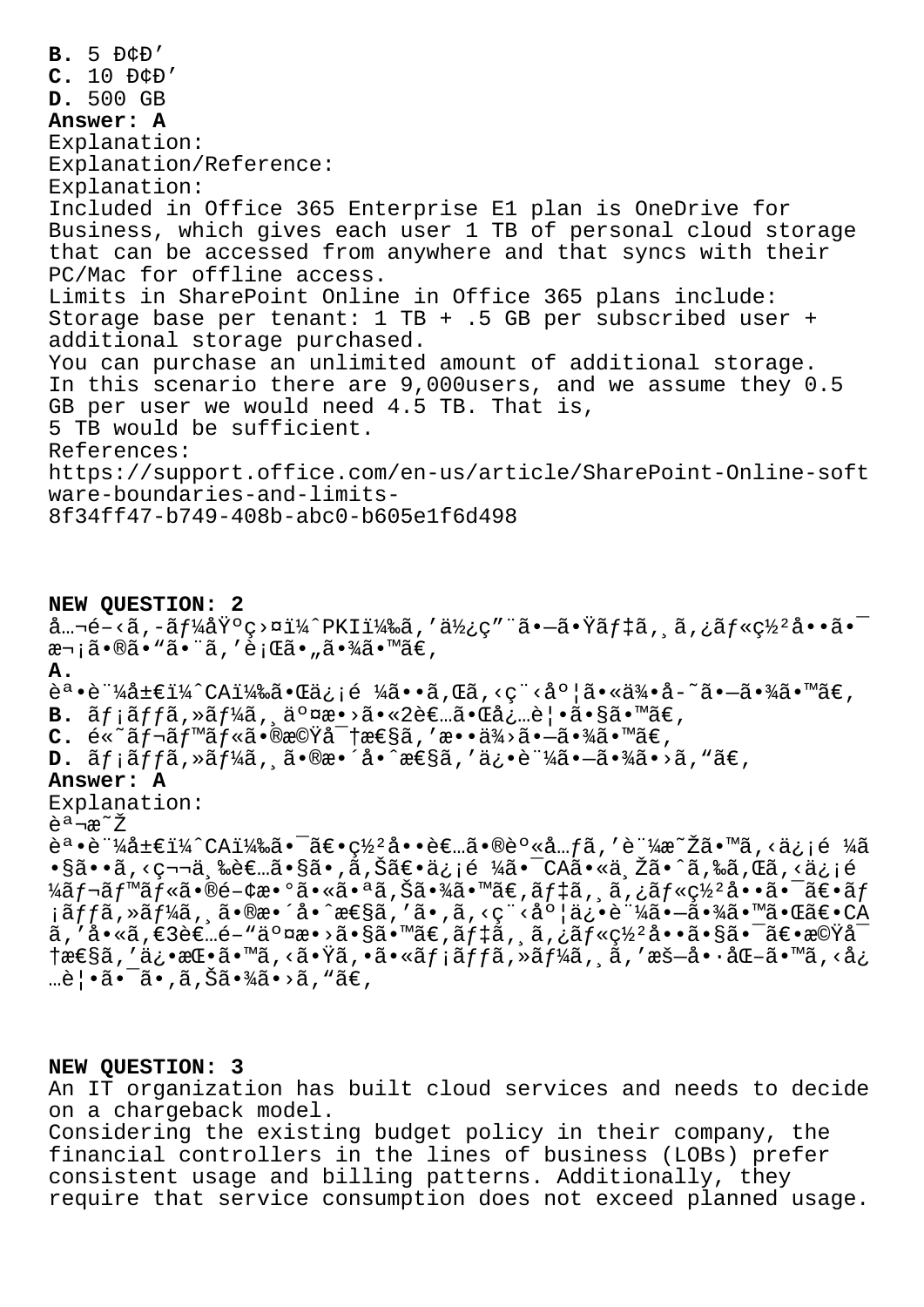**B.** 5 ÐÇÐ'
**C.** 10 ÐÇÐ'
**D.** 500 GB
**Answer: A**
Explanation:
Explanation/Reference:
Explanation:
Included in Office 365 Enterprise E1 plan is OneDrive for Business, which gives each user 1 TB of personal cloud storage that can be accessed from anywhere and that syncs with their PC/Mac for offline access.
Limits in SharePoint Online in Office 365 plans include:
Storage base per tenant: 1 TB + .5 GB per subscribed user + additional storage purchased.
You can purchase an unlimited amount of additional storage.
In this scenario there are 9,000users, and we assume they 0.5 GB per user we would need 4.5 TB. That is,
5 TB would be sufficient.
References:
https://support.office.com/en-us/article/SharePoint-Online-software-boundaries-and-limits-8f34ff47-b749-408b-abc0-b605e1f6d498

**NEW QUESTION: 2**
å…¬é–‹ã‚­ãƒ¼åŸºç›¤ï¼ˆPKIï¼‰ã‚'使ç"¨ã•ã‚Œã⁄ƒ‡ã‚¸ã‚¿ãƒ«ç½²å••ã•¯æ¬¡ã•®ã•"ã•¨ã‚'è¡Œã•"ã•¾ã•™ã€‚
**A.**
èª•è¨¼å±€ï¼ˆCAï¼‰ã•Œä¿¡é ¼ã••ã‚Œã‚‹ç¨‹åº¦ã•«ä¾•å­˜ã•—ã•¾ã•™ã€‚
**B.** ãƒ¡ãƒƒã‚»ãƒ¼ã‚¸äº¤æ•›ã•«2è€…ã•Œå¿…è¦•ã•§ã•™ã€‚
**C.** é«˜ãƒ¬ãƒ™ãƒ«ã•®æ©Ÿå¯†æ€§ã‚'æ••ä¾›ã•—ã•¾ã•™ã€‚
**D.** ãƒ¡ãƒƒã‚»ãƒ¼ã‚¸ã•®æ•´å•ˆæ€§ã‚'ä¿•è¨¼ã•—ã•¾ã•›ã‚"ã€‚
**Answer: A**
Explanation:
èª¬æ˜Ž
èª•è¨¼å±€ï¼ˆCAï¼‰ã•¯ã€•ç½²å••è€…ã•®èº«å…ƒã‚'è¨¼æ˜Žã•™ã‚‹ä¿¡é ¼ã•§ã••ã‚‹ç¬¬ä¸‰è€…ã•§ã•‚ã‚Šã€•ä¿¡é ¼ã•¯CAã•«ä¸Žã•ˆã‚‰ã‚Œã‚‹ä¿¡é ¼ãƒ¬ãƒ™ãƒ«ã•®é–¢æ•°ã•«ã•ªã‚Šã•¾ã•™ã€‚ãƒ‡ã‚¸ã‚¿ãƒ«ç½²å••ã•¯ã€•ãƒ¡ãƒƒã‚»ãƒ¼ã‚¸ã•®æ•´å•ˆæ€§ã‚'ã•‚ã‚‹ç¨‹åº¦ä¿•è¨¼ã•—ã•¾ã•™ã•Œã€•CAã‚'å•«ã‚€3è€…é–"äº¤æ•›ã•§ã•™ã€‚ãƒ‡ã‚¸ã‚¿ãƒ«ç½²å••ã•§ã•¯ã€•æ©Ÿå¯†æ€§ã‚'ä¿•æŒ•ã•™ã‚‹ã•Ÿã‚•ã•«ãƒ¡ãƒƒã‚»ãƒ¼ã‚¸ã‚'æš—å•·åŒ–ã•™ã‚‹å¿…è¦•ã•¯ã•‚ã‚Šã•¾ã•›ã‚"ã€‚

**NEW QUESTION: 3**
An IT organization has built cloud services and needs to decide on a chargeback model.
Considering the existing budget policy in their company, the financial controllers in the lines of business (LOBs) prefer consistent usage and billing patterns. Additionally, they require that service consumption does not exceed planned usage.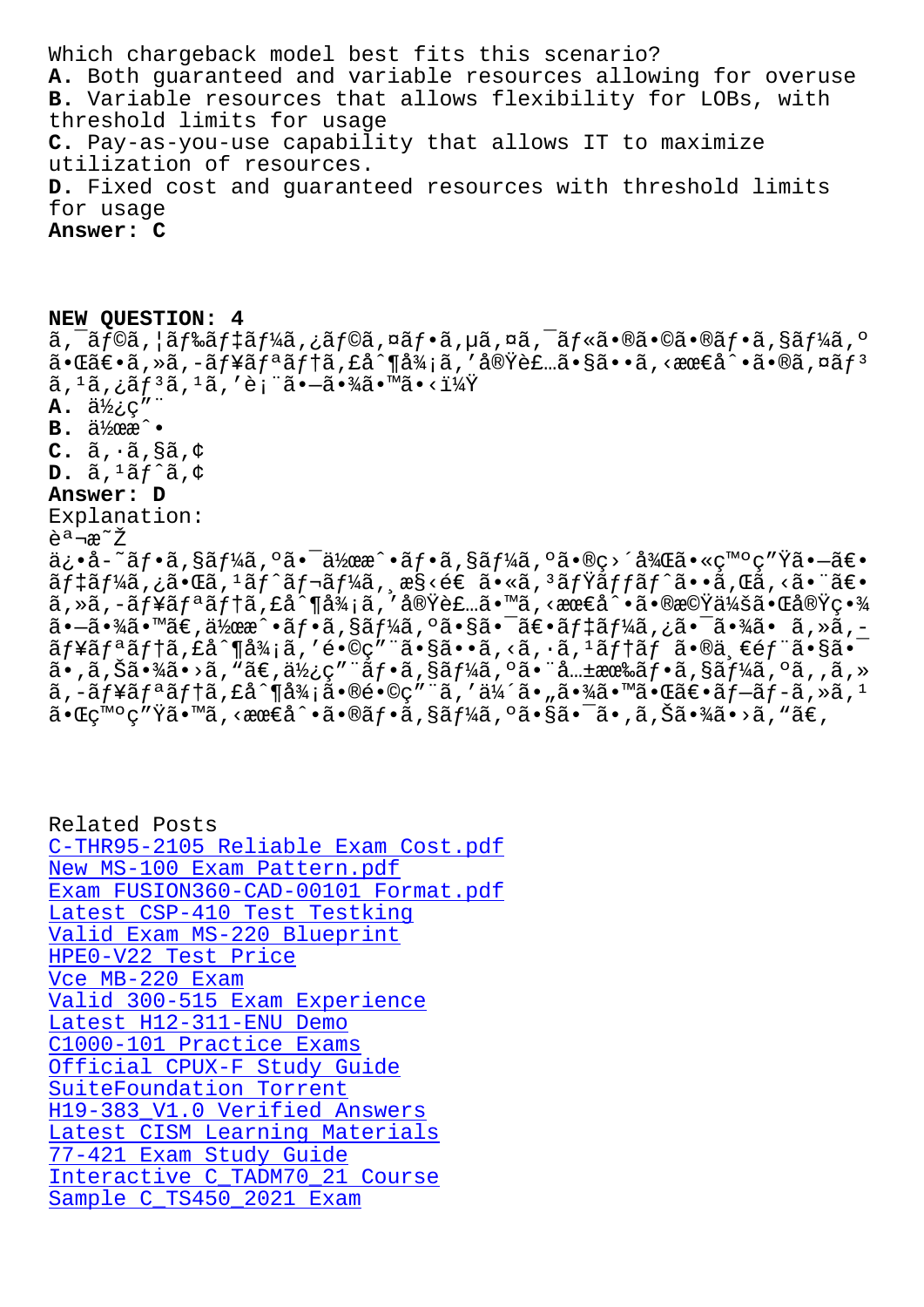Which chargeback model best fits this scenario?

**A.** Both guaranteed and variable resources allowing for overuse

**B.** Variable resources that allows flexibility for LOBs, with threshold limits for usage

**C.** Pay-as-you-use capability that allows IT to maximize utilization of resources.

**D.** Fixed cost and guaranteed resources with threshold limits for usage

**Answer: C**

**NEW QUESTION: 4**

ã,¯ãƒ©ã,¦ãƒ‰ãƒ‡ãƒ¼ã,¿ãƒ©ã,¤ãƒ•ã,µã,¤ã,¯ãƒ«ã•®ã•©ã•®ãƒ•ã,§ãƒ¼ã,ºã•Œã€•ã,»ã,-ãƒ¥ãƒªãƒ†ã,£å^¶å¾¡ã,'実装ã•§ã••ã,‹æœ€å^•ã•®ã,¤ãƒ³ã,¹ã,¿ãƒ³ã,¹ã,'表ã•—ã•¾ã•™ã•‹ï¼Ÿ

**A.** 使ç"¨

**B.** 作æˆ•

**C.** ã,·ã,§ã,¢

**D.** ã,¹ãƒˆã,¢

**Answer: D**

Explanation:

説æ˜Ž

ä¿•å-˜ãƒ•ã,§ãƒ¼ã,ºã•¯ä½œæˆ•ãƒ•ã,§ãƒ¼ã,ºã•®ç›´å¾Œã•«ç™ºç"Ÿã•—ã€•ãƒ‡ãƒ¼ã,¿ã•Œã,¹ãƒˆãƒ¬ãƒ¼ã,¸æ§‹é€ ã•«ã,³ãƒŸãƒƒãƒˆã••ã,Œã,‹ã•¨ã€•ã,»ã,-ãƒ¥ãƒªãƒ†ã,£å^¶å¾¡ã,'実装ã•™ã,‹æœ€å^•ã•®æ©Ÿä¼šã•Œå®Ÿç•¾ã•—ã•¾ã•™ã€,作æˆ•ãƒ•ã,§ãƒ¼ã,ºã•§ã•¯ã€•ãƒ‡ãƒ¼ã,¿ã•¯ã•¾ã• ã,»ã,-ãƒ¥ãƒªãƒ†ã,£å^¶å¾¡ã,'é•©ç"¨ã•§ã••ã,‹ã,·ã,¹ãƒ†ãƒ ã•®ä¸€éƒ¨ã•§ã•¯ã•'ã,Šã•¾ã•›ã,"ã€,使ç"¨ãƒ•ã,§ãƒ¼ã,ºã•¨å…±æœ‰ãƒ•ã,§ãƒ¼ã,ºã,'ã,»ã,-ãƒ¥ãƒªãƒ†ã,£å^¶å¾¡ã•®é•©ç"¨ã,'ä¼´ã•"ã•¾ã•™ã•Œã€•ãƒ—ãƒ-ã,»ã,¹ã•Œç™ºç"Ÿã•™ã,‹æœ€å^•ã•®ãƒ•ã,§ãƒ¼ã,ºã•§ã•¯ã•'ã,Šã•¾ã•›ã,"ã€,

Related Posts

- C-THR95-2105 Reliable Exam Cost.pdf
- New MS-100 Exam Pattern.pdf
- Exam FUSION360-CAD-00101 Format.pdf
- Latest CSP-410 Test Testking
- Valid Exam MS-220 Blueprint
- HPE0-V22 Test Price
- Vce MB-220 Exam
- Valid 300-515 Exam Experience
- Latest H12-311-ENU Demo
- C1000-101 Practice Exams
- Official CPUX-F Study Guide
- SuiteFoundation Torrent
- H19-383_V1.0 Verified Answers
- Latest CISM Learning Materials
- 77-421 Exam Study Guide
- Interactive C_TADM70_21 Course
- Sample C_TS450_2021 Exam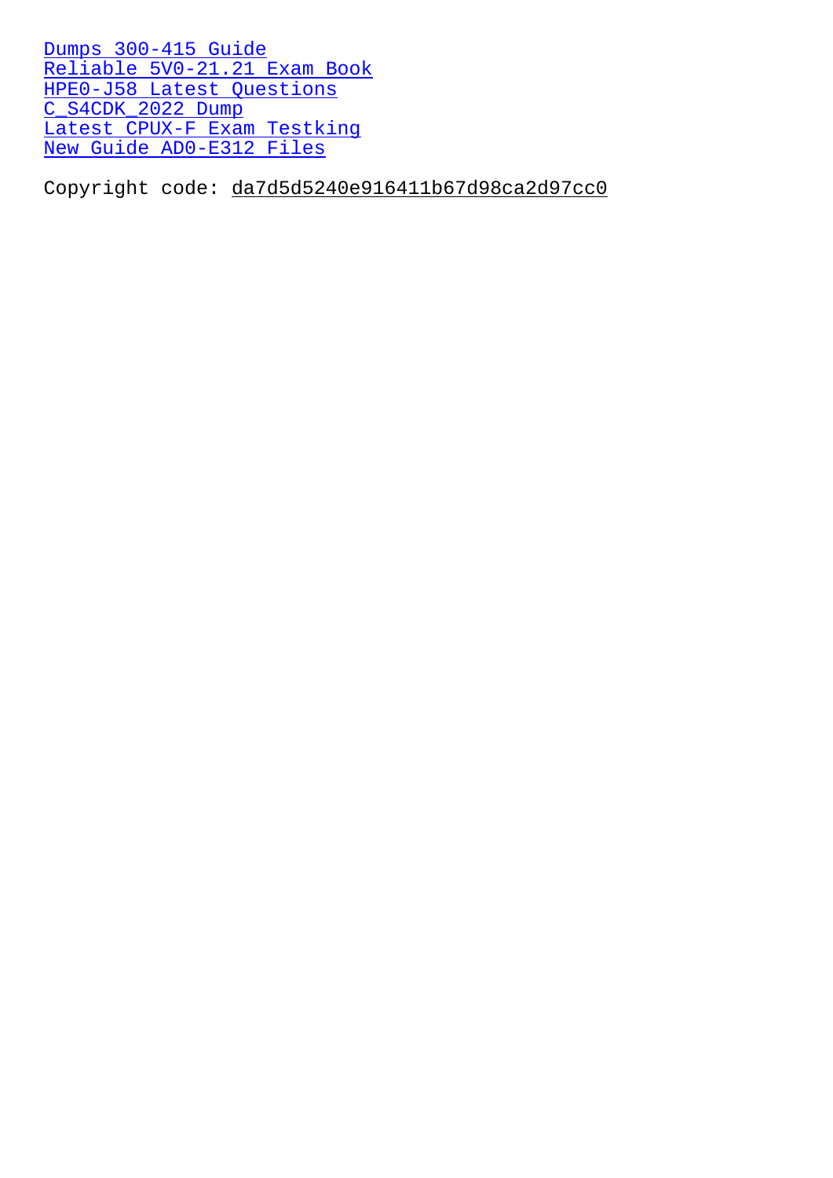Dumps 300-415 Guide
Reliable 5V0-21.21 Exam Book
HPE0-J58 Latest Questions
C_S4CDK_2022 Dump
Latest CPUX-F Exam Testking
New Guide AD0-E312 Files

Copyright code: da7d5d5240e916411b67d98ca2d97cc0